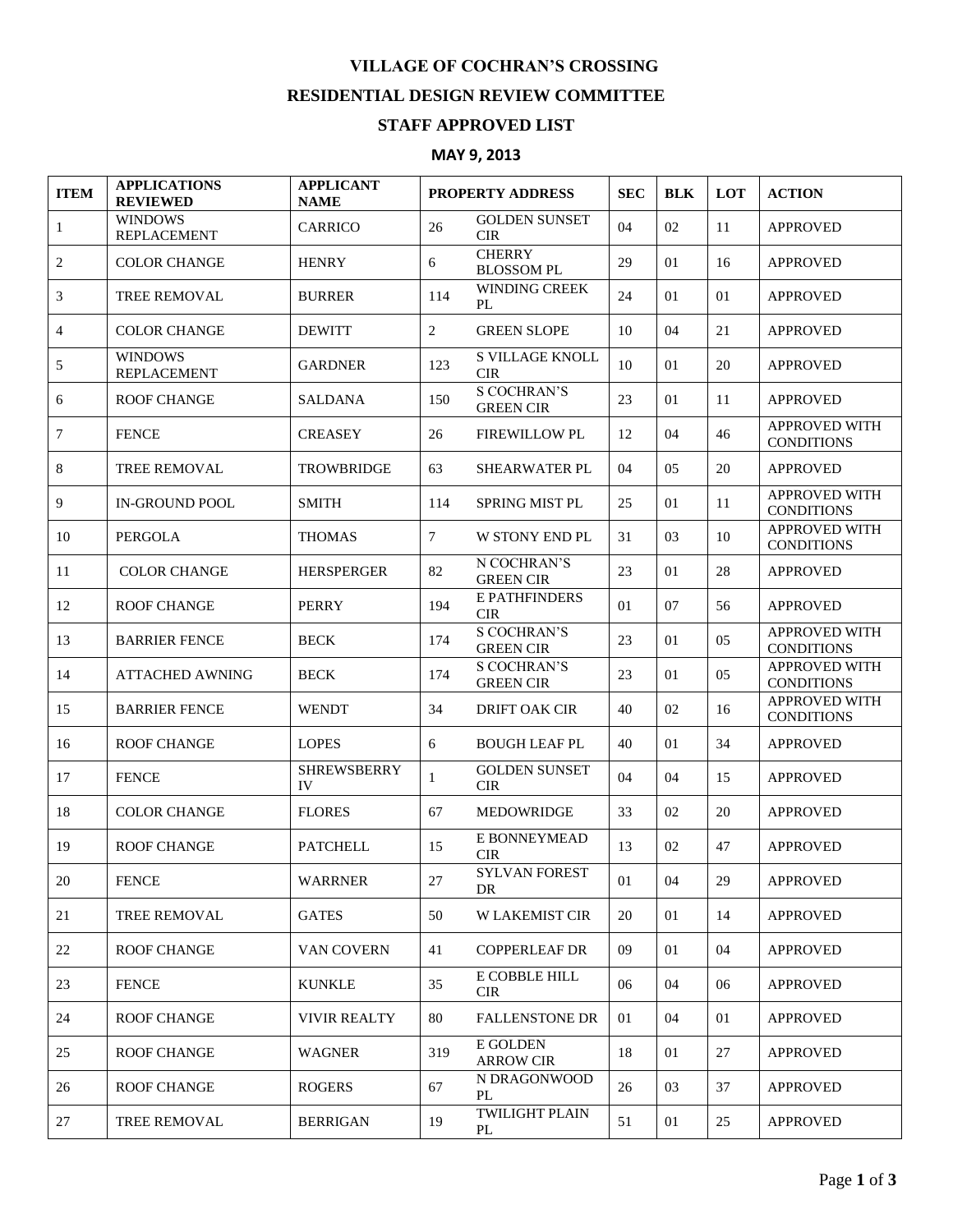# VILLAGE OF COCHRAN'S CROSSING

## RESIDENTIAL DESIGN REVIEW COMMITTEE

## STAFF APPROVED LIST

## MAY 9, 2013

| ITEM | APPLICATIONS REVIEWED | APPLICANT NAME | PROPERTY ADDRESS | | SEC | BLK | LOT | ACTION |
|---|---|---|---|---|---|---|---|---|
| 1 | WINDOWS REPLACEMENT | CARRICO | 26 | GOLDEN SUNSET CIR | 04 | 02 | 11 | APPROVED |
| 2 | COLOR CHANGE | HENRY | 6 | CHERRY BLOSSOM PL | 29 | 01 | 16 | APPROVED |
| 3 | TREE REMOVAL | BURRER | 114 | WINDING CREEK PL | 24 | 01 | 01 | APPROVED |
| 4 | COLOR CHANGE | DEWITT | 2 | GREEN SLOPE | 10 | 04 | 21 | APPROVED |
| 5 | WINDOWS REPLACEMENT | GARDNER | 123 | S VILLAGE KNOLL CIR | 10 | 01 | 20 | APPROVED |
| 6 | ROOF CHANGE | SALDANA | 150 | S COCHRAN'S GREEN CIR | 23 | 01 | 11 | APPROVED |
| 7 | FENCE | CREASEY | 26 | FIREWILLOW PL | 12 | 04 | 46 | APPROVED WITH CONDITIONS |
| 8 | TREE REMOVAL | TROWBRIDGE | 63 | SHEARWATER PL | 04 | 05 | 20 | APPROVED |
| 9 | IN-GROUND POOL | SMITH | 114 | SPRING MIST PL | 25 | 01 | 11 | APPROVED WITH CONDITIONS |
| 10 | PERGOLA | THOMAS | 7 | W STONY END PL | 31 | 03 | 10 | APPROVED WITH CONDITIONS |
| 11 | COLOR CHANGE | HERSPERGER | 82 | N COCHRAN'S GREEN CIR | 23 | 01 | 28 | APPROVED |
| 12 | ROOF CHANGE | PERRY | 194 | E PATHFINDERS CIR | 01 | 07 | 56 | APPROVED |
| 13 | BARRIER FENCE | BECK | 174 | S COCHRAN'S GREEN CIR | 23 | 01 | 05 | APPROVED WITH CONDITIONS |
| 14 | ATTACHED AWNING | BECK | 174 | S COCHRAN'S GREEN CIR | 23 | 01 | 05 | APPROVED WITH CONDITIONS |
| 15 | BARRIER FENCE | WENDT | 34 | DRIFT OAK CIR | 40 | 02 | 16 | APPROVED WITH CONDITIONS |
| 16 | ROOF CHANGE | LOPES | 6 | BOUGH LEAF PL | 40 | 01 | 34 | APPROVED |
| 17 | FENCE | SHREWSBERRY IV | 1 | GOLDEN SUNSET CIR | 04 | 04 | 15 | APPROVED |
| 18 | COLOR CHANGE | FLORES | 67 | MEDOWRIDGE | 33 | 02 | 20 | APPROVED |
| 19 | ROOF CHANGE | PATCHELL | 15 | E BONNEYMEAD CIR | 13 | 02 | 47 | APPROVED |
| 20 | FENCE | WARRNER | 27 | SYLVAN FOREST DR | 01 | 04 | 29 | APPROVED |
| 21 | TREE REMOVAL | GATES | 50 | W LAKEMIST CIR | 20 | 01 | 14 | APPROVED |
| 22 | ROOF CHANGE | VAN COVERN | 41 | COPPERLEAF DR | 09 | 01 | 04 | APPROVED |
| 23 | FENCE | KUNKLE | 35 | E COBBLE HILL CIR | 06 | 04 | 06 | APPROVED |
| 24 | ROOF CHANGE | VIVIR REALTY | 80 | FALLENSTONE DR | 01 | 04 | 01 | APPROVED |
| 25 | ROOF CHANGE | WAGNER | 319 | E GOLDEN ARROW CIR | 18 | 01 | 27 | APPROVED |
| 26 | ROOF CHANGE | ROGERS | 67 | N DRAGONWOOD PL | 26 | 03 | 37 | APPROVED |
| 27 | TREE REMOVAL | BERRIGAN | 19 | TWILIGHT PLAIN PL | 51 | 01 | 25 | APPROVED |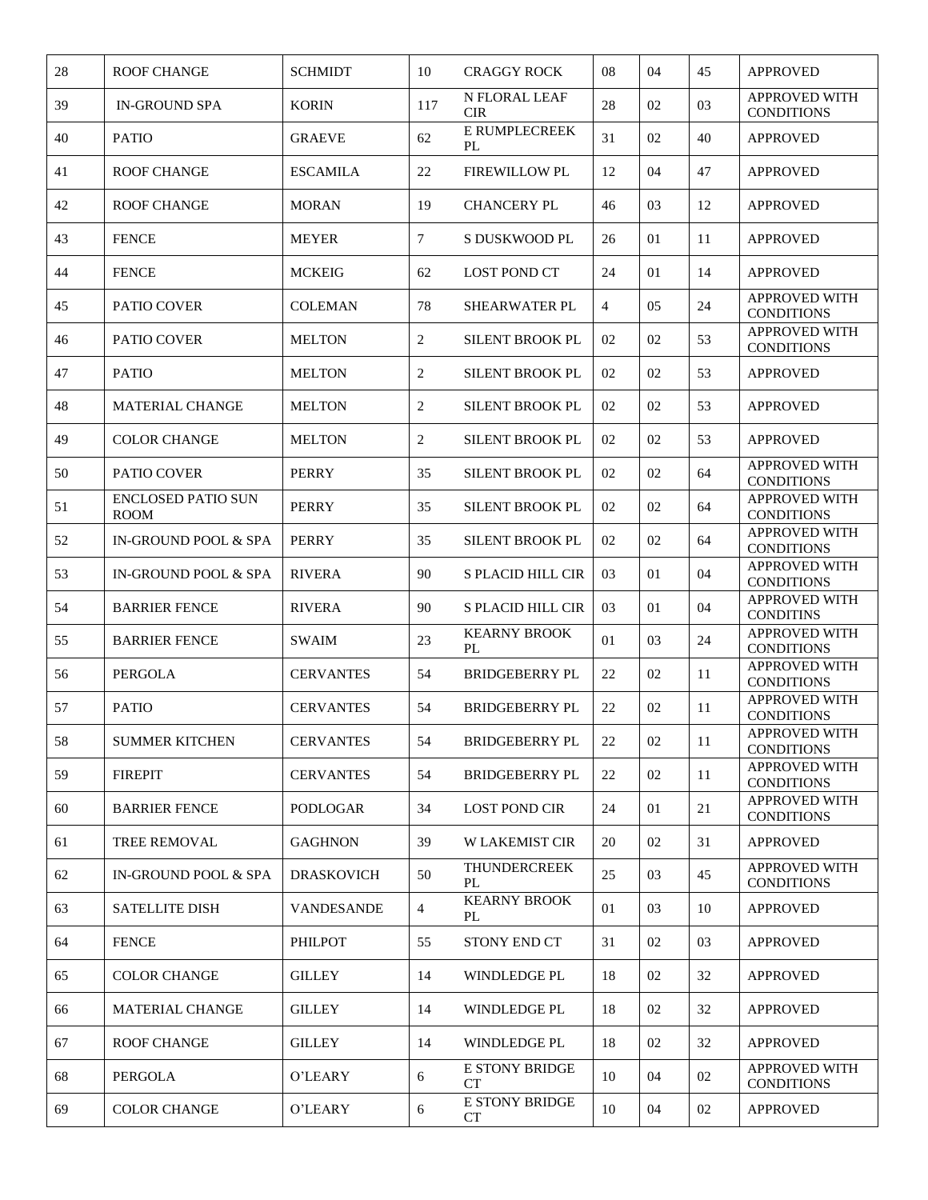| 28 | ROOF CHANGE | SCHMIDT | 10 | CRAGGY ROCK | 08 | 04 | 45 | APPROVED |
|---|---|---|---|---|---|---|---|---|
| 39 | IN-GROUND SPA | KORIN | 117 | N FLORAL LEAF CIR | 28 | 02 | 03 | APPROVED WITH CONDITIONS |
| 40 | PATIO | GRAEVE | 62 | E RUMPLECREEK PL | 31 | 02 | 40 | APPROVED |
| 41 | ROOF CHANGE | ESCAMILA | 22 | FIREWILLOW PL | 12 | 04 | 47 | APPROVED |
| 42 | ROOF CHANGE | MORAN | 19 | CHANCERY PL | 46 | 03 | 12 | APPROVED |
| 43 | FENCE | MEYER | 7 | S DUSKWOOD PL | 26 | 01 | 11 | APPROVED |
| 44 | FENCE | MCKEIG | 62 | LOST POND CT | 24 | 01 | 14 | APPROVED |
| 45 | PATIO COVER | COLEMAN | 78 | SHEARWATER PL | 4 | 05 | 24 | APPROVED WITH CONDITIONS |
| 46 | PATIO COVER | MELTON | 2 | SILENT BROOK PL | 02 | 02 | 53 | APPROVED WITH CONDITIONS |
| 47 | PATIO | MELTON | 2 | SILENT BROOK PL | 02 | 02 | 53 | APPROVED |
| 48 | MATERIAL CHANGE | MELTON | 2 | SILENT BROOK PL | 02 | 02 | 53 | APPROVED |
| 49 | COLOR CHANGE | MELTON | 2 | SILENT BROOK PL | 02 | 02 | 53 | APPROVED |
| 50 | PATIO COVER | PERRY | 35 | SILENT BROOK PL | 02 | 02 | 64 | APPROVED WITH CONDITIONS |
| 51 | ENCLOSED PATIO SUN ROOM | PERRY | 35 | SILENT BROOK PL | 02 | 02 | 64 | APPROVED WITH CONDITIONS |
| 52 | IN-GROUND POOL & SPA | PERRY | 35 | SILENT BROOK PL | 02 | 02 | 64 | APPROVED WITH CONDITIONS |
| 53 | IN-GROUND POOL & SPA | RIVERA | 90 | S PLACID HILL CIR | 03 | 01 | 04 | APPROVED WITH CONDITIONS |
| 54 | BARRIER FENCE | RIVERA | 90 | S PLACID HILL CIR | 03 | 01 | 04 | APPROVED WITH CONDITINS |
| 55 | BARRIER FENCE | SWAIM | 23 | KEARNY BROOK PL | 01 | 03 | 24 | APPROVED WITH CONDITIONS |
| 56 | PERGOLA | CERVANTES | 54 | BRIDGEBERRY PL | 22 | 02 | 11 | APPROVED WITH CONDITIONS |
| 57 | PATIO | CERVANTES | 54 | BRIDGEBERRY PL | 22 | 02 | 11 | APPROVED WITH CONDITIONS |
| 58 | SUMMER KITCHEN | CERVANTES | 54 | BRIDGEBERRY PL | 22 | 02 | 11 | APPROVED WITH CONDITIONS |
| 59 | FIREPIT | CERVANTES | 54 | BRIDGEBERRY PL | 22 | 02 | 11 | APPROVED WITH CONDITIONS |
| 60 | BARRIER FENCE | PODLOGAR | 34 | LOST POND CIR | 24 | 01 | 21 | APPROVED WITH CONDITIONS |
| 61 | TREE REMOVAL | GAGHNON | 39 | W LAKEMIST CIR | 20 | 02 | 31 | APPROVED |
| 62 | IN-GROUND POOL & SPA | DRASKOVICH | 50 | THUNDERCREEK PL | 25 | 03 | 45 | APPROVED WITH CONDITIONS |
| 63 | SATELLITE DISH | VANDESANDE | 4 | KEARNY BROOK PL | 01 | 03 | 10 | APPROVED |
| 64 | FENCE | PHILPOT | 55 | STONY END CT | 31 | 02 | 03 | APPROVED |
| 65 | COLOR CHANGE | GILLEY | 14 | WINDLEDGE PL | 18 | 02 | 32 | APPROVED |
| 66 | MATERIAL CHANGE | GILLEY | 14 | WINDLEDGE PL | 18 | 02 | 32 | APPROVED |
| 67 | ROOF CHANGE | GILLEY | 14 | WINDLEDGE PL | 18 | 02 | 32 | APPROVED |
| 68 | PERGOLA | O'LEARY | 6 | E STONY BRIDGE CT | 10 | 04 | 02 | APPROVED WITH CONDITIONS |
| 69 | COLOR CHANGE | O'LEARY | 6 | E STONY BRIDGE CT | 10 | 04 | 02 | APPROVED |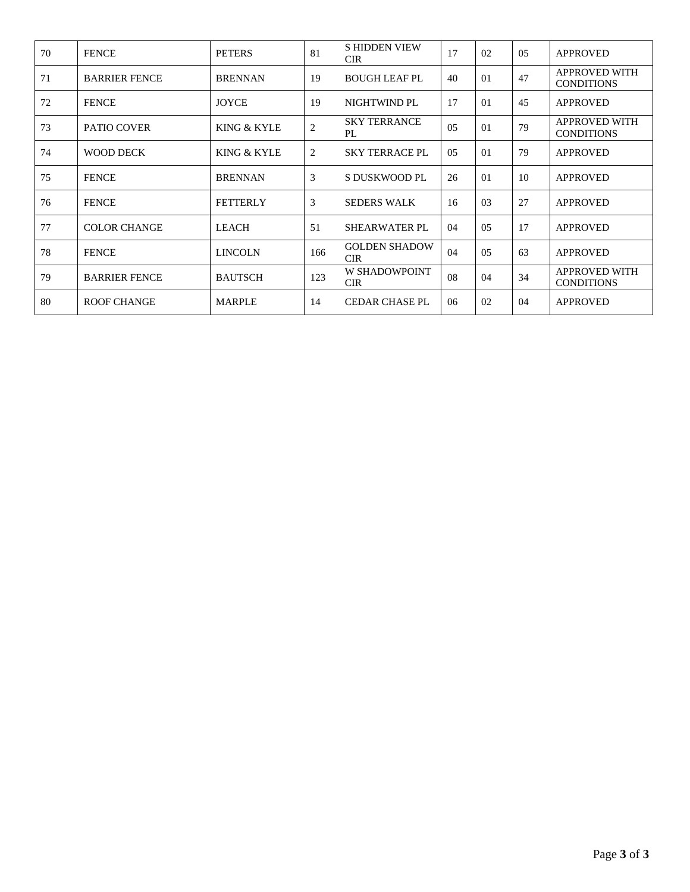| | | | | | | | | |
|---|---|---|---|---|---|---|---|---|
| 70 | FENCE | PETERS | 81 | S HIDDEN VIEW CIR | 17 | 02 | 05 | APPROVED |
| 71 | BARRIER FENCE | BRENNAN | 19 | BOUGH LEAF PL | 40 | 01 | 47 | APPROVED WITH CONDITIONS |
| 72 | FENCE | JOYCE | 19 | NIGHTWIND PL | 17 | 01 | 45 | APPROVED |
| 73 | PATIO COVER | KING & KYLE | 2 | SKY TERRANCE PL | 05 | 01 | 79 | APPROVED WITH CONDITIONS |
| 74 | WOOD DECK | KING & KYLE | 2 | SKY TERRACE PL | 05 | 01 | 79 | APPROVED |
| 75 | FENCE | BRENNAN | 3 | S DUSKWOOD PL | 26 | 01 | 10 | APPROVED |
| 76 | FENCE | FETTERLY | 3 | SEDERS WALK | 16 | 03 | 27 | APPROVED |
| 77 | COLOR CHANGE | LEACH | 51 | SHEARWATER PL | 04 | 05 | 17 | APPROVED |
| 78 | FENCE | LINCOLN | 166 | GOLDEN SHADOW CIR | 04 | 05 | 63 | APPROVED |
| 79 | BARRIER FENCE | BAUTSCH | 123 | W SHADOWPOINT CIR | 08 | 04 | 34 | APPROVED WITH CONDITIONS |
| 80 | ROOF CHANGE | MARPLE | 14 | CEDAR CHASE PL | 06 | 02 | 04 | APPROVED |